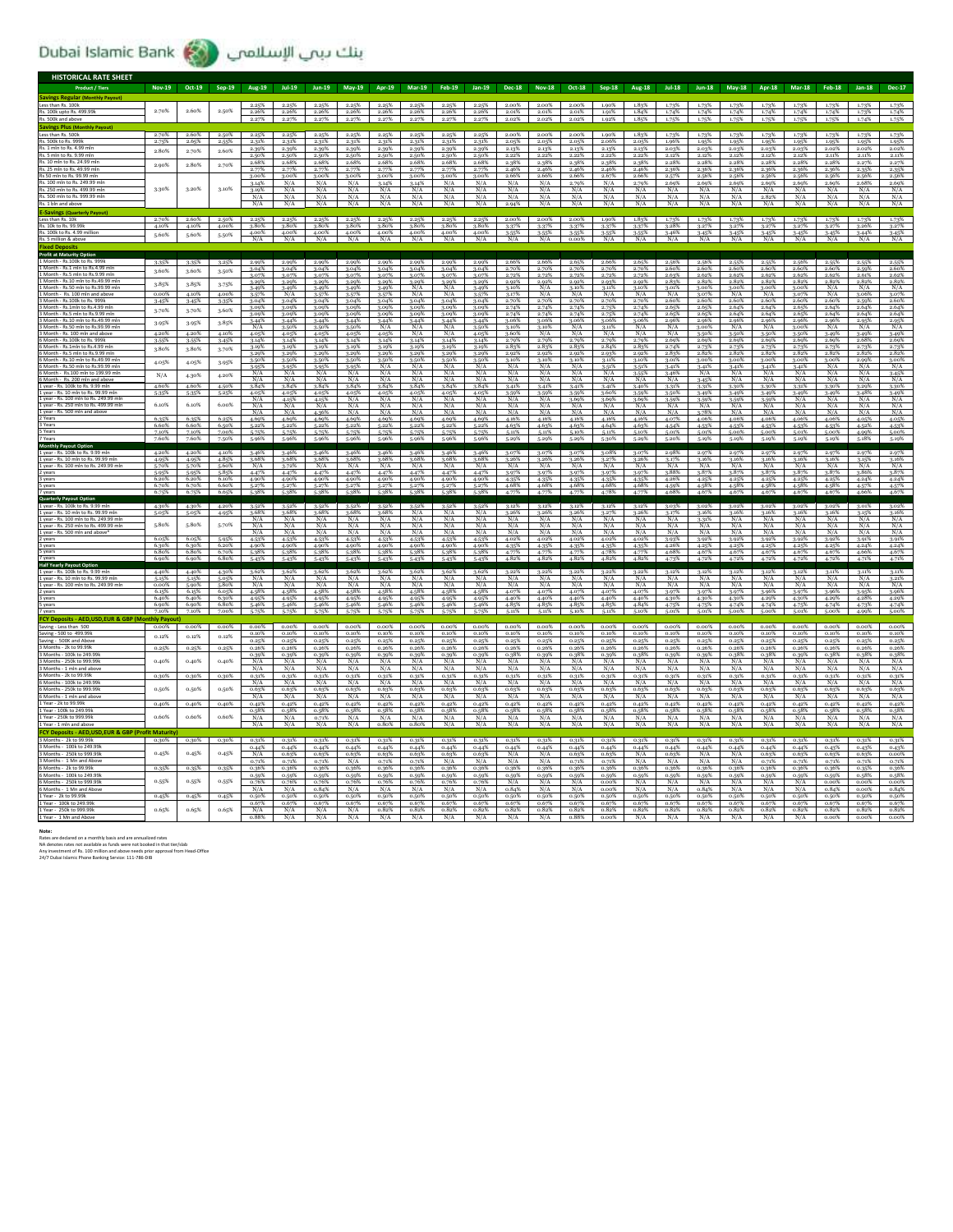# Dubai Islamic Bank بنك دبي الإسلامي

## HISTORICAL RATE SHEET

| Product / Tiers | Nov-19 | Oct-19 | Sep-19 | Aug-19 | Jul-19 | Jun-19 | May-19 | Apr-19 | Mar-19 | Feb-19 | Jan-19 | Dec-18 | Nov-18 | Oct-18 | Sep-18 | Aug-18 | Jul-18 | Jun-18 | May-18 | Apr-18 | Mar-18 | Feb-18 | Jan-18 | Dec-17 |
|---|---|---|---|---|---|---|---|---|---|---|---|---|---|---|---|---|---|---|---|---|---|---|---|---|
| **Savings Regular (Monthly Payout)** | | | | | | | | | | | | | | | | | | | | | | | | |
| Less than Rs. 100k | 2.70% | 2.60% | 2.50% | 2.25% | 2.25% | 2.25% | 2.25% | 2.25% | 2.25% | 2.25% | 2.25% | 2.00% | 2.00% | 2.00% | 1.90% | 1.83% | 1.73% | 1.73% | 1.73% | 1.73% | 1.73% | 1.73% | 1.73% | 1.73% |
| Rs. 100k upto Rs. 499.99k | | | | 2.26% | 2.26% | 2.26% | 2.26% | 2.26% | 2.26% | 2.26% | 2.26% | 2.01% | 2.01% | 2.01% | 1.91% | 1.84% | 1.74% | 1.74% | 1.74% | 1.74% | 1.74% | 1.74% | 1.74% | 1.74% |
| Rs. 500k and above | | | | 2.27% | 2.27% | 2.27% | 2.27% | 2.27% | 2.27% | 2.27% | 2.27% | 2.02% | 2.02% | 2.02% | 1.92% | 1.85% | 1.75% | 1.75% | 1.75% | 1.75% | 1.75% | 1.75% | 1.75% | 1.75% |
| **Savings Plus (Monthly Payout)** | | | | | | | | | | | | | | | | | | | | | | | | |
| Less than Rs. 500k | 2.70% | 2.60% | 2.50% | 2.25% | 2.25% | 2.25% | 2.25% | 2.25% | 2.25% | 2.25% | 2.25% | 2.00% | 2.00% | 2.00% | 1.90% | 1.83% | 1.73% | 1.73% | 1.73% | 1.73% | 1.73% | 1.73% | 1.73% | 1.73% |
| Rs. 500k to Rs. 999k | 2.75% | 2.65% | 2.55% | 2.31% | 2.31% | 2.31% | 2.31% | 2.31% | 2.31% | 2.31% | 2.31% | 2.05% | 2.05% | 2.05% | 2.06% | 2.05% | 1.96% | 1.95% | 1.95% | 1.95% | 1.95% | 1.95% | 1.95% | 1.95% |
| Rs. 1mln to Rs. 4.99 mln | 2.80% | 2.70% | 2.60% | 2.39% | 2.39% | 2.39% | 2.39% | 2.39% | 2.39% | 2.39% | 2.39% | 2.13% | 2.13% | 2.13% | 2.13% | 2.13% | 2.03% | 2.03% | 2.03% | 2.03% | 2.03% | 2.02% | 2.02% | 2.02% |
| Rs. 5 mln to Rs. 9.99 mln | | | | 2.50% | 2.50% | 2.50% | 2.50% | 2.50% | 2.50% | 2.50% | 2.50% | 2.22% | 2.22% | 2.22% | 2.22% | 2.22% | 2.12% | 2.12% | 2.12% | 2.12% | 2.12% | 2.11% | 2.11% | 2.11% |
| Rs. 10 mln to Rs. 24.99 mln | 2.90% | 2.80% | 2.70% | 2.68% | 2.68% | 2.68% | 2.68% | 2.68% | 2.68% | 2.68% | 2.68% | 2.38% | 2.38% | 2.38% | 2.38% | 2.38% | 2.28% | 2.28% | 2.28% | 2.28% | 2.28% | 2.28% | 2.27% | 2.27% |
| Rs. 25 mln to Rs. 49.99 mln | | | | 2.77% | 2.77% | 2.77% | 2.77% | 2.77% | 2.77% | 2.77% | 2.77% | 2.46% | 2.46% | 2.46% | 2.46% | 2.46% | 2.36% | 2.36% | 2.36% | 2.36% | 2.36% | 2.36% | 2.35% | 2.35% |
| Rs 50 mln to Rs. 99.99 mln | | | | 3.00% | 3.00% | 3.00% | 3.00% | 3.00% | 3.00% | 3.00% | 3.00% | 2.66% | 2.66% | 2.66% | 2.67% | 2.66% | 2.57% | 2.56% | 2.56% | 2.56% | 2.56% | 2.56% | 2.56% | 2.56% |
| Rs. 100 mln to Rs. 249.99 mln | 3.30% | 3.20% | 3.10% | 3.14% | N/A | N/A | N/A | 3.14% | 3.14% | N/A | N/A | N/A | N/A | N/A | 2.79% | N/A | 2.69% | 2.69% | 2.69% | 2.69% | 2.69% | 2.69% | 2.68% | 2.69% |
| Rs. 250 mln to Rs. 499.99 mln | | | | 3.19% | N/A | N/A | N/A | N/A | N/A | N/A | N/A | N/A | N/A | N/A | N/A | N/A | N/A | N/A | N/A | N/A | N/A | N/A | N/A | N/A |
| Rs. 500 mln to Rs. 999.99 mln | | | | N/A | N/A | N/A | N/A | N/A | N/A | N/A | N/A | N/A | N/A | N/A | N/A | N/A | N/A | N/A | N/A | 2.82% | N/A | N/A | N/A | N/A |
| Rs. 1 bln and above | | | | N/A | N/A | N/A | N/A | N/A | N/A | N/A | N/A | 2.94% | N/A | N/A | N/A | N/A | N/A | N/A | N/A | N/A | N/A | N/A | N/A | N/A |
| **E-Savings (Quarterly Payout)** | | | | | | | | | | | | | | | | | | | | | | | | |
| Less than Rs. 10k | 2.70% | 2.60% | 2.50% | 2.25% | 2.25% | 2.25% | 2.25% | 2.25% | 2.25% | 2.25% | 2.25% | 2.00% | 2.00% | 2.00% | 1.90% | 1.83% | 1.73% | 1.73% | 1.73% | 1.73% | 1.73% | 1.73% | 1.73% | 1.73% |
| Rs. 10k to Rs. 99.99k | 4.40% | 4.40% | 4.00% | 3.80% | 3.80% | 3.80% | 3.80% | 3.80% | 3.80% | 3.80% | 3.80% | 3.37% | 3.37% | 3.37% | 3.37% | 3.37% | 3.28% | 3.27% | 3.27% | 3.27% | 3.27% | 3.27% | 3.26% | 3.27% |
| Rs. 100k to Rs. 4.99 million | 5.60% | 5.60% | 5.50% | 4.00% | 4.00% | 4.00% | 4.00% | 4.00% | 4.00% | 4.00% | 4.00% | 3.55% | 3.55% | 3.55% | 3.55% | 3.55% | 3.46% | 3.45% | 3.45% | 3.45% | 3.45% | 3.45% | 3.44% | 3.45% |
| Rs. 5 million & above | | | | N/A | N/A | N/A | N/A | N/A | N/A | N/A | N/A | N/A | N/A | 0.00% | N/A | N/A | N/A | N/A | N/A | N/A | N/A | N/A | N/A | N/A |
| **Fixed Deposits** | | | | | | | | | | | | | | | | | | | | | | | | |
| **Profit at Maturity Option** | | | | | | | | | | | | | | | | | | | | | | | | |
| 1 Month - Rs.100k to Rs. 999k | 3.35% | 3.35% | 3.25% | 2.99% | 2.99% | 2.99% | 2.99% | 2.99% | 2.99% | 2.99% | 2.99% | 2.66% | 2.66% | 2.65% | 2.66% | 2.56% | 2.56% | 2.56% | 2.55% | 2.55% | 2.56% | 2.55% | 2.55% | 2.55% |
| 1 Month - Rs.1 mln to Rs.4.99 mln | 3.60% | 3.60% | 3.50% | 3.04% | 3.04% | 3.04% | 3.04% | 3.04% | 3.04% | 3.04% | 3.04% | 2.70% | 2.70% | 2.70% | 2.70% | 2.70% | 2.60% | 2.60% | 2.60% | 2.60% | 2.60% | 2.60% | 2.59% | 2.60% |
| 1 Month - Rs.5 mln to Rs.9.99 mln | | | | 3.07% | 3.07% | 3.07% | 3.07% | 3.07% | 3.07% | 3.07% | 3.07% | 2.72% | 2.72% | 2.72% | 2.72% | 2.72% | 2.63% | 2.62% | 2.62% | 2.62% | 2.62% | 2.62% | 2.61% | 2.62% |
| 1 Month - Rs.10 mln to Rs.49.99 mln | 3.85% | 3.85% | 3.75% | 3.29% | 3.29% | 3.29% | 3.29% | 3.29% | 3.29% | 3.29% | 3.29% | 2.92% | 2.92% | 2.92% | 2.92% | 2.92% | 2.83% | 2.82% | 2.82% | 2.82% | 2.82% | 2.82% | 2.82% | 2.82% |
| 1 Month - Rs.50 mln to Rs.99.99 mln | | | | 3.49% | 3.49% | 3.49% | 3.49% | 3.49% | N/A | N/A | 3.49% | 3.10% | N/A | 3.10% | 3.11% | 3.10% | 3.01% | 3.00% | 3.00% | 3.00% | N/A | N/A | N/A | N/A |
| 1 Month - Rs. 100 mln and above | 0.00% | 4.10% | 4.00% | 3.57% | N/A | 3.57% | 3.57% | 3.57% | 3.57% | N/A | 3.57% | 3.17% | N/A | N/A | N/A | N/A | N/A | 3.07% | N/A | N/A | 3.07% | N/A | 3.06% | 3.07% |
| 3 Month - Rs.100k to Rs. 999k | 3.45% | 3.45% | 3.35% | 3.04% | 3.04% | 3.04% | 3.04% | 3.04% | 3.04% | 3.04% | 3.04% | 2.70% | 2.70% | 2.70% | 2.70% | 2.70% | 2.60% | 2.60% | 2.60% | 2.60% | 2.60% | 2.60% | 2.59% | 2.60% |
| 3 Month - Rs.1mln to Rs.4.99 mln | 3.70% | 3.70% | 3.60% | 3.09% | 3.09% | 3.09% | 3.09% | 3.09% | 3.09% | 3.09% | 3.09% | 2.74% | 2.74% | 2.74% | 2.75% | 2.74% | 2.65% | 2.65% | 2.64% | 2.64% | 2.65% | 2.64% | 2.64% | 2.64% |
| 3 Month - Rs.5 mln to Rs. 9.99 mln | | | | 3.09% | 3.09% | 3.09% | 3.09% | 3.09% | 3.09% | 3.09% | 3.09% | 2.74% | 2.74% | 2.74% | 2.75% | 2.74% | 2.65% | 2.65% | 2.64% | 2.64% | 2.65% | 2.64% | 2.64% | 2.64% |
| 3 Month - Rs.10 mln to Rs.49.99 mln | 3.95% | 3.95% | 3.85% | 3.44% | 3.44% | 3.44% | 3.44% | 3.44% | 3.44% | 3.44% | 3.44% | 3.06% | 3.06% | 3.06% | 3.06% | 3.06% | 2.96% | 2.96% | 2.96% | 2.96% | 2.96% | 2.96% | 2.95% | 2.95% |
| 3 Month - Rs.50 mln to Rs.99.99 mln | | | | 3.50% | 3.50% | 3.50% | N/A | N/A | N/A | N/A | 3.50% | 3.10% | N/A | 3.11% | N/A | N/A | N/A | 3.00% | N/A | N/A | 3.00% | N/A | N/A | N/A |
| 3 Month - Rs. 100 mln and above | 4.20% | 4.20% | 4.10% | 4.05% | 4.05% | 4.05% | 4.05% | 4.05% | N/A | N/A | 4.05% | 3.60% | N/A | N/A | N/A | N/A | N/A | 3.50% | 3.50% | 3.50% | 3.50% | 3.49% | 3.49% | 3.49% |
| 6 Month - Rs.100k to Rs. 999k | 3.55% | 3.55% | 3.45% | 3.14% | 3.14% | 3.14% | 3.14% | 3.14% | 3.14% | 3.14% | 3.14% | 2.79% | 2.79% | 2.79% | 2.79% | 2.79% | 2.69% | 2.69% | 2.69% | 2.69% | 2.69% | 2.69% | 2.68% | 2.69% |
| 6 Month - Rs.1mln to Rs.4.99 mln | 3.80% | 3.80% | 3.70% | 3.19% | 3.19% | 3.19% | 3.19% | 3.19% | 3.19% | 3.19% | 3.19% | 2.83% | 2.83% | 2.83% | 2.83% | 2.83% | 2.74% | 2.73% | 2.73% | 2.73% | 2.73% | 2.73% | 2.73% | 2.73% |
| 6 Month - Rs.5 mln to Rs.9.99 mln | | | | 3.29% | 3.29% | 3.29% | 3.29% | 3.29% | 3.29% | 3.29% | 3.29% | 2.92% | 2.92% | 2.92% | 2.92% | 2.92% | 2.83% | 2.82% | 2.82% | 2.82% | 2.82% | 2.82% | 2.82% | 2.82% |
| 6 Month - Rs.10 mln to Rs.49.99 mln | 4.05% | 4.05% | 3.95% | 3.50% | 3.50% | 3.50% | 3.50% | 3.50% | 3.50% | 3.50% | 3.50% | 3.10% | 3.10% | 3.10% | 3.10% | 3.10% | 3.01% | 3.00% | 3.00% | 3.00% | 3.00% | 3.00% | 2.99% | 3.00% |
| 6 Month - Rs.50 mln to Rs.99.99 mln | | | | 3.95% | 3.95% | 3.95% | 3.95% | N/A | N/A | N/A | N/A | N/A | N/A | N/A | 3.11% | 3.10% | 3.41% | 3.41% | 3.41% | 3.41% | 3.41% | N/A | N/A | N/A |
| 6 Month - Rs. 100 mln to Rs. 199.99 mln | N/A | 4.30% | 4.20% | N/A | N/A | N/A | N/A | N/A | N/A | N/A | N/A | N/A | N/A | N/A | N/A | 3.55% | 3.46% | N/A | N/A | N/A | N/A | N/A | N/A | 3.45% |
| 6 Month - Rs. 200 mln and above | | | | N/A | N/A | N/A | N/A | N/A | N/A | N/A | N/A | N/A | N/A | N/A | N/A | N/A | N/A | 3.45% | N/A | N/A | N/A | N/A | N/A | N/A |
| 1 year - Rs. 100k to Rs. 9.99 mln | 4.60% | 4.60% | 4.50% | 3.84% | 3.84% | 3.84% | 3.84% | 3.84% | 3.84% | 3.84% | 3.84% | 3.41% | 3.41% | 3.41% | 3.40% | 3.40% | 3.31% | 3.30% | 3.30% | 3.30% | 3.31% | 3.30% | 3.29% | 3.30% |
| 1 year - Rs. 10 mln to Rs. 99.99 mln | 5.35% | 5.35% | 5.25% | 4.05% | 4.05% | 4.05% | 4.05% | 4.05% | 4.05% | 4.05% | 4.05% | 3.59% | 3.59% | 3.59% | 3.60% | 3.59% | 3.50% | 3.49% | 3.49% | 3.49% | 3.49% | 3.49% | 3.48% | 3.49% |
| 1 year - Rs. 100 mln to Rs. 249.99 mln | 6.10% | 6.10% | 6.00% | N/A | 4.15% | 4.15% | N/A | N/A | N/A | N/A | N/A | N/A | N/A | 3.69% | 3.69% | 3.59% | 3.59% | N/A | N/A | N/A | N/A | N/A | N/A | N/A |
| 1 year - Rs. 250 mln to Rs. 499.99 mln | | | | N/A | N/A | 4.36% | N/A | N/A | N/A | N/A | N/A | N/A | N/A | N/A | N/A | N/A | 3.78% | N/A | N/A | N/A | N/A | N/A | N/A | N/A |
| 1 year - Rs. 500 mln and above | | | | N/A | N/A | N/A | N/A | N/A | N/A | N/A | N/A | N/A | N/A | N/A | N/A | N/A | N/A | N/A | N/A | N/A | N/A | N/A | N/A | N/A |
| 2 Years | 6.35% | 6.35% | 6.25% | 4.69% | 4.69% | 4.69% | 4.69% | 4.69% | 4.69% | 4.69% | 4.69% | 4.16% | 4.16% | 4.16% | 4.16% | 4.16% | 4.07% | 4.06% | 4.06% | 4.06% | 4.06% | 4.06% | 4.05% | 4.03% |
| 3 Years | 6.60% | 6.60% | 6.50% | 5.22% | 5.22% | 5.22% | 5.22% | 5.22% | 5.22% | 5.22% | 5.22% | 4.63% | 4.63% | 4.63% | 4.63% | 4.63% | 4.54% | 4.53% | 4.53% | 4.53% | 4.53% | 4.53% | 4.52% | 4.53% |
| 5 Years | 7.10% | 7.10% | 7.00% | 5.75% | 5.75% | 5.75% | 5.75% | 5.75% | 5.75% | 5.75% | 5.75% | 5.11% | 5.11% | 5.10% | 5.11% | 5.10% | 5.01% | 5.00% | 5.00% | 5.00% | 5.01% | 5.00% | 4.99% | 5.00% |
| 7 Years | 7.60% | 7.60% | 7.50% | 5.96% | 5.96% | 5.96% | 5.96% | 5.96% | 5.96% | 5.96% | 5.96% | 5.29% | 5.29% | 5.29% | 5.30% | 5.29% | 5.20% | 5.19% | 5.19% | 5.19% | 5.19% | 5.19% | 5.18% | 5.19% |
| **Monthly Payout Option** | | | | | | | | | | | | | | | | | | | | | | | | |
| 1 year - Rs. 100k to Rs. 9.99 mln | 4.20% | 4.20% | 4.10% | 3.46% | 3.46% | 3.46% | 3.46% | 3.46% | 3.46% | 3.46% | 3.46% | 3.07% | 3.07% | 3.07% | 3.08% | 3.07% | 2.98% | 2.97% | 2.97% | 2.97% | 2.97% | 2.97% | 2.97% | 2.97% |
| 1 year - Rs. 10 mln to Rs. 99.99 mln | 4.95% | 4.95% | 4.85% | 3.68% | 3.68% | 3.68% | 3.68% | 3.68% | 3.68% | 3.68% | 3.68% | 3.26% | 3.26% | 3.26% | 3.27% | 3.26% | 3.17% | 3.16% | 3.16% | 3.16% | 3.16% | 3.16% | 3.15% | 3.16% |
| 1 year - Rs. 100 mln to Rs. 249.99 mln | 5.70% | 5.70% | 5.60% | N/A | 3.72% | N/A | N/A | N/A | N/A | N/A | N/A | N/A | N/A | N/A | N/A | N/A | N/A | N/A | N/A | N/A | N/A | N/A | N/A | N/A |
| 2 years | 5.95% | 5.95% | 5.85% | 4.47% | 4.47% | 4.47% | 4.47% | 4.47% | 4.47% | 4.47% | 4.47% | 3.97% | 3.97% | 3.97% | 3.97% | 3.97% | 3.88% | 3.87% | 3.87% | 3.87% | 3.87% | 3.87% | 3.86% | 3.87% |
| 3 years | 6.20% | 6.20% | 6.10% | 4.90% | 4.90% | 4.90% | 4.90% | 4.90% | 4.90% | 4.90% | 4.90% | 4.35% | 4.35% | 4.35% | 4.35% | 4.35% | 4.26% | 4.25% | 4.25% | 4.25% | 4.25% | 4.25% | 4.24% | 4.24% |
| 5 years | 6.70% | 6.70% | 6.60% | 5.27% | 5.27% | 5.27% | 5.27% | 5.27% | 5.27% | 5.27% | 5.27% | 4.68% | 4.68% | 4.68% | 4.68% | 4.68% | 4.59% | 4.58% | 4.58% | 4.58% | 4.58% | 4.58% | 4.57% | 4.57% |
| 7 years | 6.75% | 6.75% | 6.65% | 5.38% | 5.38% | 5.38% | 5.38% | 5.38% | 5.38% | 5.38% | 5.38% | 4.77% | 4.77% | 4.78% | 4.77% | 4.77% | 4.68% | 4.67% | 4.67% | 4.67% | 4.67% | 4.67% | 4.66% | 4.67% |
| **Quarterly Payout Option** | | | | | | | | | | | | | | | | | | | | | | | | |
| 1 year - Rs. 100k to Rs. 9.99 mln | 4.30% | 4.30% | 4.20% | 3.52% | 3.52% | 3.52% | 3.52% | 3.52% | 3.52% | 3.52% | 3.52% | 3.12% | 3.12% | 3.12% | 3.12% | 3.12% | 3.03% | 3.02% | 3.02% | 3.02% | 3.02% | 3.02% | 3.01% | 3.02% |
| 1 year - Rs. 10 mln to Rs. 99.99 mln | 5.05% | 5.05% | 4.95% | 3.68% | 3.68% | 3.68% | 3.68% | 3.68% | 3.68% | 3.68% | 3.68% | 3.26% | 3.26% | 3.26% | 3.27% | 3.26% | 3.17% | 3.16% | 3.16% | 3.16% | 3.16% | 3.16% | 3.15% | 3.16% |
| 1 year - Rs. 100 mln to Rs. 249.99 mln | 5.80% | 5.80% | 5.70% | N/A | N/A | N/A | N/A | N/A | N/A | N/A | N/A | N/A | N/A | N/A | N/A | N/A | N/A | 3.31% | N/A | N/A | N/A | N/A | N/A | N/A |
| 1 year - Rs. 250 mln to Rs. 499.99 mln | | | | N/A | N/A | N/A | N/A | N/A | N/A | N/A | N/A | N/A | N/A | N/A | N/A | N/A | N/A | N/A | N/A | N/A | N/A | N/A | N/A | N/A |
| 1 year - Rs. 500 mln and above* | | | | N/A | N/A | N/A | N/A | N/A | N/A | N/A | N/A | N/A | N/A | N/A | N/A | N/A | N/A | N/A | N/A | N/A | N/A | N/A | N/A | N/A |
| 2 years | 6.05% | 6.05% | 5.95% | 4.53% | 4.53% | 4.53% | 4.53% | 4.53% | 4.53% | 4.53% | 4.53% | 4.02% | 4.02% | 4.02% | 4.02% | 4.02% | 3.93% | 3.92% | 3.92% | 3.92% | 3.92% | 3.92% | 3.91% | 3.91% |
| 3 years | 6.30% | 6.30% | 6.20% | 4.90% | 4.90% | 4.90% | 4.90% | 4.90% | 4.90% | 4.90% | 4.90% | 4.35% | 4.35% | 4.35% | 4.35% | 4.35% | 4.26% | 4.25% | 4.25% | 4.25% | 4.25% | 4.25% | 4.24% | 4.24% |
| 5 years | 6.80% | 6.80% | 6.70% | 5.38% | 5.38% | 5.38% | 5.38% | 5.38% | 5.38% | 5.38% | 5.38% | 4.77% | 4.77% | 4.77% | 4.78% | 4.77% | 4.68% | 4.67% | 4.67% | 4.67% | 4.67% | 4.67% | 4.66% | 4.67% |
| 7 years | 6.90% | 6.90% | 6.80% | 5.43% | 5.43% | 5.43% | 5.43% | 5.43% | 5.43% | 5.43% | 5.43% | 4.82% | 4.82% | 4.82% | 4.82% | 4.82% | 4.73% | 4.72% | 4.72% | 4.72% | 4.72% | 4.72% | 4.71% | 4.72% |
| **Half Yearly Payout Option** | | | | | | | | | | | | | | | | | | | | | | | | |
| 1 year - Rs. 100k to Rs. 9.99 mln | 4.40% | 4.40% | 4.30% | 3.62% | 3.62% | 3.62% | 3.62% | 3.62% | 3.62% | 3.62% | 3.62% | 3.22% | 3.22% | 3.22% | 3.22% | 3.22% | 3.12% | 3.12% | 3.12% | 3.12% | 3.12% | 3.11% | 3.11% | 3.11% |
| 1 year - Rs. 10 mln to Rs. 99.99 mln | 5.15% | 5.15% | 5.05% | N/A | N/A | N/A | N/A | N/A | N/A | N/A | N/A | N/A | N/A | N/A | N/A | N/A | N/A | N/A | N/A | N/A | N/A | N/A | N/A | 3.21% |
| 1 year - Rs. 100 mln to Rs. 249.99 mln | 0.00% | 5.90% | 5.80% | N/A | N/A | N/A | N/A | N/A | N/A | N/A | N/A | N/A | N/A | N/A | N/A | N/A | N/A | N/A | N/A | N/A | N/A | N/A | N/A | N/A |
| 2 years | 6.15% | 6.15% | 6.05% | 4.58% | 4.58% | 4.58% | 4.58% | 4.58% | 4.58% | 4.58% | 4.58% | 4.07% | 4.07% | 4.07% | 4.07% | 4.07% | 3.97% | 3.97% | 3.97% | 3.96% | 3.97% | 3.96% | 3.95% | 3.96% |
| 3 years | 6.40% | 6.40% | 6.30% | 4.95% | 4.95% | 4.95% | 4.95% | 4.95% | 4.95% | 4.95% | 4.95% | 4.40% | 4.40% | 4.40% | 4.40% | 4.40% | 4.30% | 4.30% | 4.30% | 4.30% | 4.29% | 4.29% | 4.28% | 4.29% |
| 5 years | 6.90% | 6.90% | 6.80% | 5.46% | 5.46% | 5.46% | 5.46% | 5.46% | 5.46% | 5.46% | 5.46% | 4.85% | 4.85% | 4.85% | 4.85% | 4.84% | 4.75% | 4.74% | 4.74% | 4.74% | 4.75% | 4.74% | 4.73% | 4.74% |
| 7 years | 7.00% | 7.00% | 6.90% | 5.75% | 5.75% | 5.75% | 5.75% | 5.75% | 5.75% | 5.75% | 5.75% | 5.11% | 5.11% | 5.10% | 5.11% | 5.10% | 5.01% | 5.00% | 5.00% | 5.00% | 5.01% | 5.00% | 4.99% | 5.00% |
| **FCY Deposits - AED,USD,EUR & GBP (Monthly Payout)** | | | | | | | | | | | | | | | | | | | | | | | | |
| Saving - Less than 500 | 0.00% | 0.00% | 0.00% | 0.00% | 0.00% | 0.00% | 0.00% | 0.00% | 0.00% | 0.00% | 0.00% | 0.00% | 0.00% | 0.00% | 0.00% | 0.00% | 0.00% | 0.00% | 0.00% | 0.00% | 0.00% | 0.00% | 0.00% | 0.00% |
| Saving - 500 to 499.99k | 0.12% | 0.12% | 0.12% | 0.10% | 0.10% | 0.10% | 0.10% | 0.10% | 0.10% | 0.10% | 0.10% | 0.10% | 0.10% | 0.10% | 0.10% | 0.10% | 0.10% | 0.10% | 0.10% | 0.10% | 0.10% | 0.10% | 0.10% | 0.10% |
| Saving - 500K and Above | | | | 0.25% | 0.25% | 0.25% | 0.25% | 0.25% | 0.25% | 0.25% | 0.25% | 0.25% | 0.25% | 0.25% | 0.25% | 0.25% | 0.25% | 0.25% | 0.25% | 0.25% | 0.25% | 0.25% | 0.25% | 0.25% |
| 3 Months - 2k to 99.99k | 0.25% | 0.25% | 0.25% | 0.26% | 0.26% | 0.26% | 0.26% | 0.26% | 0.26% | 0.26% | 0.26% | 0.26% | 0.26% | 0.26% | 0.26% | 0.26% | 0.26% | 0.26% | 0.26% | 0.26% | 0.26% | 0.26% | 0.26% | 0.26% |
| 3 Months - 100k to 249.99k | | | | 0.29% | 0.29% | 0.29% | 0.29% | 0.29% | 0.29% | 0.29% | 0.29% | 0.29% | 0.29% | 0.29% | 0.29% | 0.29% | 0.29% | 0.29% | 0.29% | 0.29% | 0.29% | 0.29% | 0.29% | 0.29% |
| 3 Months - 250k to 999.99k | 0.40% | 0.40% | 0.40% | 0.38% | 0.38% | 0.38% | 0.38% | 0.38% | 0.38% | 0.38% | 0.38% | 0.38% | 0.38% | 0.38% | 0.38% | 0.38% | 0.38% | 0.38% | 0.38% | 0.38% | 0.38% | 0.38% | 0.38% | 0.38% |
| 3 Months - 1 mln and above | | | | N/A | N/A | N/A | N/A | N/A | N/A | N/A | N/A | N/A | N/A | N/A | N/A | N/A | N/A | N/A | N/A | N/A | N/A | N/A | N/A | N/A |
| 6 Months - 2k to 99.99k | 0.30% | 0.30% | 0.30% | 0.31% | 0.31% | 0.31% | 0.31% | 0.31% | 0.31% | 0.31% | 0.31% | 0.31% | 0.31% | 0.31% | 0.31% | 0.31% | 0.31% | 0.31% | 0.31% | 0.31% | 0.31% | 0.31% | 0.31% | 0.31% |
| 6 Months - 100k to 249.99k | | | | N/A | N/A | N/A | N/A | N/A | N/A | N/A | N/A | N/A | N/A | N/A | N/A | N/A | N/A | N/A | N/A | N/A | N/A | N/A | N/A | N/A |
| 6 Months - 250k to 999.99k | 0.50% | 0.50% | 0.50% | 0.63% | 0.63% | 0.63% | 0.63% | 0.63% | 0.63% | 0.63% | 0.63% | 0.63% | 0.63% | 0.63% | 0.63% | 0.63% | 0.63% | 0.63% | 0.63% | 0.63% | 0.63% | 0.63% | 0.63% | 0.63% |
| 6 Months - 1 mln and above | | | | N/A | N/A | N/A | N/A | N/A | N/A | N/A | N/A | N/A | N/A | N/A | N/A | N/A | N/A | N/A | N/A | N/A | N/A | N/A | N/A | N/A |
| 1 Year - 2k to 99.99k | 0.40% | 0.40% | 0.40% | 0.42% | 0.42% | 0.42% | 0.42% | 0.42% | 0.42% | 0.42% | 0.42% | 0.42% | 0.42% | 0.42% | 0.42% | 0.42% | 0.42% | 0.42% | 0.42% | 0.42% | 0.42% | 0.42% | 0.42% | 0.42% |
| 1 Year - 100k to 249.99k | 0.60% | 0.60% | 0.60% | 0.58% | 0.58% | 0.58% | 0.58% | 0.58% | 0.58% | 0.58% | 0.58% | 0.58% | 0.58% | 0.58% | 0.58% | 0.58% | 0.58% | 0.58% | 0.58% | 0.58% | 0.58% | 0.58% | 0.58% | 0.58% |
| 1 Year - 250k to 999.99k | | | | N/A | N/A | 0.71% | N/A | N/A | N/A | N/A | N/A | N/A | N/A | N/A | N/A | N/A | N/A | N/A | N/A | N/A | N/A | N/A | N/A | N/A |
| 1 Year - 1 mln and above | | | | N/A | N/A | N/A | N/A | 0.80% | 0.80% | N/A | N/A | N/A | N/A | N/A | N/A | N/A | N/A | N/A | N/A | N/A | N/A | N/A | N/A | N/A |
| **FCY Deposits - AED,USD,EUR & GBP (Profit at Maturity)** | | | | | | | | | | | | | | | | | | | | | | | | |
| 3 Months - 2k to 99.99k | 0.30% | 0.30% | 0.30% | 0.31% | 0.31% | 0.31% | 0.31% | 0.31% | 0.31% | 0.31% | 0.31% | 0.31% | 0.31% | 0.31% | 0.31% | 0.31% | 0.31% | 0.31% | 0.31% | 0.31% | 0.31% | 0.31% | 0.31% | 0.31% |
| 3 Months - 100k to 249.99k | 0.45% | 0.45% | 0.45% | 0.44% | 0.44% | 0.44% | 0.44% | 0.44% | 0.44% | 0.44% | 0.44% | 0.44% | 0.44% | 0.44% | 0.44% | 0.44% | 0.44% | 0.44% | 0.44% | 0.44% | 0.44% | 0.43% | 0.43% | 0.43% |
| 3 Months - 250k to 999.99k | | | | 0.63% | 0.63% | 0.63% | 0.63% | 0.63% | 0.63% | 0.63% | 0.63% | 0.63% | 0.63% | 0.63% | 0.63% | 0.63% | 0.63% | 0.63% | 0.63% | 0.63% | 0.63% | 0.63% | 0.63% | 0.00% |
| 3 Months - 1 Mn and Above | | | | 0.71% | 0.71% | 0.71% | 0.71% | 0.71% | 0.71% | 0.71% | 0.71% | 0.71% | 0.71% | 0.71% | 0.71% | 0.71% | 0.71% | 0.71% | 0.71% | 0.71% | 0.71% | 0.71% | 0.71% | 0.71% |
| 6 Months - 2k to 99.99k | 0.35% | 0.35% | 0.35% | 0.36% | 0.36% | 0.36% | 0.36% | 0.36% | 0.36% | 0.36% | 0.36% | 0.36% | 0.36% | 0.36% | 0.36% | 0.36% | 0.36% | 0.36% | 0.36% | 0.36% | 0.36% | 0.36% | 0.35% | 0.36% |
| 6 Months - 100k to 249.99k | 0.55% | 0.55% | 0.55% | 0.59% | 0.59% | 0.59% | 0.59% | 0.59% | 0.59% | 0.59% | 0.59% | 0.59% | 0.59% | 0.59% | 0.59% | 0.59% | 0.59% | 0.59% | 0.59% | 0.59% | 0.59% | 0.59% | 0.58% | 0.58% |
| 6 Months - 250k to 999.99k | | | | 0.76% | 0.76% | 0.76% | 0.76% | 0.76% | 0.76% | 0.76% | 0.76% | 0.76% | 0.76% | 0.76% | 0.76% | 0.76% | 0.76% | 0.76% | 0.76% | 0.76% | 0.76% | 0.00% | 0.00% | 0.76% |
| 6 Months - 1 Mn and Above | | | | N/A | 0.84% | N/A | N/A | N/A | N/A | N/A | N/A | N/A | 0.84% | N/A | 0.00% | N/A | N/A | N/A | 0.84% | N/A | N/A | 0.84% | 0.00% | 0.84% |
| 1 Year - 2k to 99.99k | 0.45% | 0.45% | 0.45% | 0.50% | 0.50% | 0.50% | 0.50% | 0.50% | 0.50% | 0.50% | 0.50% | 0.50% | 0.50% | 0.50% | 0.50% | 0.50% | 0.50% | 0.50% | 0.50% | 0.50% | 0.50% | 0.50% | 0.50% | 0.50% |
| 1 Year - 100k to 249.99k | 0.65% | 0.65% | 0.65% | 0.67% | 0.67% | 0.67% | 0.67% | 0.67% | 0.67% | 0.67% | 0.67% | 0.67% | 0.67% | 0.67% | 0.67% | 0.67% | 0.67% | 0.67% | 0.67% | 0.67% | 0.67% | 0.67% | 0.67% | 0.67% |
| 1 Year - 250k to 999.99k | | | | N/A | N/A | N/A | N/A | 0.82% | 0.82% | 0.82% | 0.82% | 0.82% | 0.82% | 0.82% | 0.82% | 0.82% | 0.82% | 0.82% | 0.82% | 0.82% | 0.82% | 0.82% | 0.82% | 0.82% |
| 1 Year - 1 Mn and Above | | | | 0.88% | N/A | N/A | N/A | N/A | N/A | N/A | N/A | N/A | N/A | 0.88% | 0.00% | N/A | N/A | N/A | N/A | N/A | N/A | 0.00% | 0.00% | 0.00% |

**Note:**

Rates are declared on a monthly basis and are annualized rates

NA denotes rates not available as funds were not booked in that tier/slab

Any investment of Rs. 100 million and above needs prior approval from Head-Office

24/7 Dubai Islamic Phone Banking Service: 111-786-DIB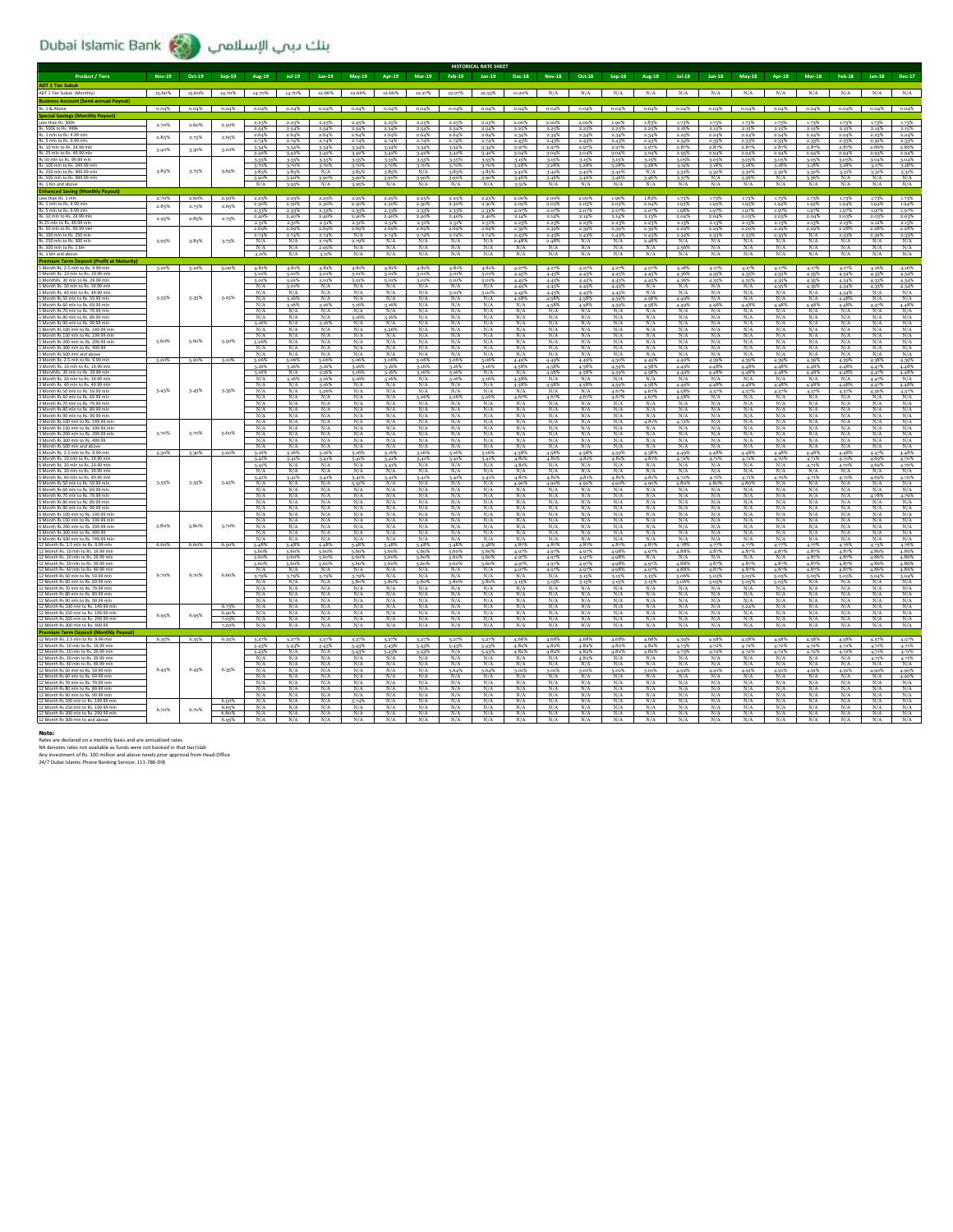# HISTORICAL RATE SHEET

| Product / Tiers | Nov-19 | Oct-19 | Sep-19 | Aug-19 | Jul-19 | Jun-19 | May-19 | Apr-19 | Mar-19 | Feb-19 | Jan-19 | Dec-18 | Nov-18 | Oct-18 | Sep-18 | Aug-18 | Jul-18 | Jun-18 | May-18 | Apr-18 | Mar-18 | Feb-18 | Jan-18 | Dec-17 |
|---|---|---|---|---|---|---|---|---|---|---|---|---|---|---|---|---|---|---|---|---|---|---|---|---|
| **ADT 1 Tier Sukuk** | | | | | | | | | | | | | | | | | | | | | | | | |
| ADT 1 Tier Sukuk (Monthly) | 15.60% | 15.60% | 14.70% | 14.70% | 14.70% | 12.66% | 12.66% | 12.66% | 12.27% | 12.27% | 12.55% | 11.20% | N/A | N/A | N/A | N/A | N/A | N/A | N/A | N/A | N/A | N/A | N/A | N/A |
| **Business Account (Semi-annual Payout)** | | | | | | | | | | | | | | | | | | | | | | | | |
| Rs. 1 & Above | 0.04% | 0.04% | 0.04% | 0.04% | 0.04% | 0.04% | 0.04% | 0.04% | 0.04% | 0.04% | 0.04% | 0.04% | 0.04% | 0.04% | 0.04% | 0.04% | 0.04% | 0.04% | 0.04% | 0.04% | 0.04% | 0.04% | 0.04% | 0.04% |
| **Special Savings (Monthly Payout)** | | | | | | | | | | | | | | | | | | | | | | | | |
| Less than Rs. 500k | 2.70% | 2.60% | 2.50% | 2.25% | 2.25% | 2.25% | 2.25% | 2.25% | 2.25% | 2.25% | 2.25% | 2.00% | 2.00% | 2.00% | 1.90% | 1.83% | 1.73% | 1.73% | 1.73% | 1.73% | 1.73% | 1.73% | 1.73% | 1.73% |
| Rs. 500k to Rs. 999k | | | | 2.54% | 2.54% | 2.54% | 2.54% | 2.54% | 2.54% | 2.54% | 2.54% | 2.25% | 2.25% | 2.25% | 2.25% | 2.25% | 2.16% | 2.15% | 2.15% | 2.15% | 2.15% | 2.15% | 2.14% | 2.15% |
| Rs. 1 mln to Rs. 4.99 mln | 2.85% | 2.75% | 2.65% | 2.64% | 2.64% | 2.64% | 2.64% | 2.64% | 2.64% | 2.64% | 2.64% | 2.34% | 2.34% | 2.34% | 2.34% | 2.34% | 2.25% | 2.24% | 2.24% | 2.24% | 2.24% | 2.24% | 2.23% | 2.24% |
| Rs. 5 mln to Rs. 9.99 mln | | | | 2.74% | 2.74% | 2.74% | 2.74% | 2.74% | 2.74% | 2.74% | 2.74% | 2.43% | 2.43% | 2.43% | 2.43% | 2.43% | 2.34% | 2.33% | 2.33% | 2.33% | 2.33% | 2.33% | 2.32% | 2.33% |
| Rs. 10 mln to Rs. 24.99 mln | 3.40% | 3.30% | 3.20% | 3.34% | 3.34% | 3.34% | 3.34% | 3.34% | 3.34% | 3.34% | 3.34% | 2.97% | 2.97% | 2.97% | 2.97% | 2.97% | 2.87% | 2.87% | 2.87% | 2.87% | 2.87% | 2.87% | 2.86% | 2.86% |
| Rs. 25 mln to Rs. 49.99 mln | | | | 3.42% | 3.42% | 3.42% | 3.42% | 3.42% | 3.42% | 3.42% | 3.42% | 3.04% | 3.04% | 3.04% | 3.04% | 3.04% | 2.95% | 2.94% | 2.94% | 2.94% | 2.94% | 2.94% | 2.93% | 2.94% |
| Rs 50 mln to Rs. 99.99 mln | | | | 3.55% | 3.55% | 3.55% | 3.55% | 3.55% | 3.55% | 3.55% | 3.55% | 3.15% | 3.15% | 3.15% | 3.15% | 3.15% | 3.05% | 3.05% | 3.05% | 3.05% | 3.05% | 3.05% | 3.04% | 3.04% |
| Rs. 100 mln to Rs. 249.99 mln | 3.85% | 3.75% | 3.65% | 3.70% | 3.70% | 3.70% | 3.70% | 3.70% | 3.70% | 3.70% | 3.70% | 3.28% | 3.28% | 3.28% | 3.28% | 3.28% | 3.19% | 3.18% | 3.18% | 3.18% | 3.18% | 3.18% | 3.17% | 3.18% |
| Rs. 250 mln to Rs. 499.99 mln | | | | 3.85% | 3.85% | N/A | 3.85% | 3.85% | N/A | 3.85% | 3.85% | 3.42% | 3.42% | 3.42% | 3.42% | N/A | 3.32% | 3.32% | 3.32% | 3.32% | 3.32% | 3.32% | 3.31% | 3.31% |
| Rs. 500 mln to Rs. 999.99 mln | | | | 3.90% | 3.90% | 3.90% | 3.90% | 3.90% | 3.90% | 3.90% | 3.90% | 3.46% | 3.46% | 3.46% | 3.46% | 3.46% | 3.37% | N/A | 3.36% | N/A | 3.36% | N/A | N/A | N/A |
| Rs. 1 bln and above | | | | N/A | 3.95% | N/A | 3.95% | N/A | N/A | 3.91% | N/A | N/A | N/A | N/A | N/A | N/A | N/A | N/A | N/A | N/A | N/A | N/A | N/A | N/A |
| **Enhanced Saving (Monthly Payout)** | | | | | | | | | | | | | | | | | | | | | | | | |
| Less than Rs. 1 mln | 2.70% | 2.60% | 2.50% | 2.25% | 2.25% | 2.25% | 2.25% | 2.25% | 2.25% | 2.25% | 2.25% | 2.00% | 2.00% | 2.00% | 1.90% | 1.83% | 1.73% | 1.73% | 1.73% | 1.73% | 1.73% | 1.73% | 1.73% | 1.73% |
| Rs. 1 mln to Rs. 4.99 mln | 2.85% | 2.75% | 2.65% | 2.30% | 2.30% | 2.30% | 2.30% | 2.30% | 2.30% | 2.30% | 2.30% | 2.05% | 2.05% | 2.05% | 2.05% | 2.04% | 1.93% | 1.95% | 1.95% | 1.94% | 1.93% | 1.94% | 1.94% | 1.94% |
| Rs. 5 mln to Rs. 9.99 mln | | | | 2.33% | 2.33% | 2.33% | 2.33% | 2.33% | 2.33% | 2.33% | 2.33% | 2.07% | 2.07% | 2.07% | 2.07% | 2.07% | 1.98% | 1.97% | 1.97% | 1.97% | 1.97% | 1.97% | 1.97% | 1.97% |
| Rs. 10 mln to Rs. 24.99 mln | 2.95% | 2.85% | 2.75% | 2.40% | 2.40% | 2.40% | 2.40% | 2.40% | 2.40% | 2.40% | 2.40% | 2.14% | 2.14% | 2.14% | 2.14% | 2.13% | 2.04% | 2.04% | 2.03% | 2.03% | 2.04% | 2.03% | 2.03% | 2.03% |
| Rs 25 mln to Rs. 49.99 mln | | | | 2.51% | 2.51% | 2.51% | 2.51% | 2.51% | 2.51% | 2.51% | 2.51% | 2.23% | 2.23% | 2.23% | 2.23% | 2.23% | 2.13% | 2.13% | 2.13% | 2.13% | 2.13% | 2.13% | 2.12% | 2.13% |
| Rs. 50 mln to Rs. 99.99 mln | | | | 2.69% | 2.69% | 2.69% | 2.69% | 2.69% | 2.69% | 2.69% | 2.69% | 2.39% | 2.39% | 2.39% | 2.39% | 2.39% | 2.29% | 2.29% | 2.29% | 2.29% | 2.29% | 2.29% | 2.28% | 2.28% |
| Rs. 100 mln to Rs. 250 mln | 3.95% | 3.85% | 3.75% | 2.74% | 2.74% | 2.74% | N/A | 2.74% | 2.74% | 2.74% | 2.74% | 2.43% | 2.43% | 2.43% | 2.43% | 2.43% | 2.34% | 2.33% | 2.33% | 2.33% | N/A | 2.33% | 2.32% | 2.33% |
| Rs. 250 mln to Rs. 500 mln | | | | N/A | N/A | 2.79% | 2.79% | N/A | N/A | N/A | N/A | 2.48% | 2.48% | N/A | N/A | 2.48% | N/A | N/A | N/A | N/A | N/A | N/A | N/A | N/A |
| Rs. 500 mln to Rs. 1 bln | | | | N/A | N/A | 2.99% | N/A | N/A | N/A | N/A | N/A | N/A | N/A | N/A | N/A | N/A | 2.56% | N/A | N/A | N/A | N/A | N/A | N/A | N/A |
| Rs. 1 bln and above | | | | 3.11% | N/A | 3.11% | N/A | N/A | N/A | N/A | N/A | N/A | N/A | N/A | N/A | N/A | N/A | N/A | N/A | N/A | N/A | N/A | N/A | N/A |
| **Premium Term Deposit (Profit at Maturity)** | | | | | | | | | | | | | | | | | | | | | | | | |
| 1 Month Rs. 2.5 mln to Rs. 9.99 mln | 5.10% | 5.10% | 5.00% | 4.81% | 4.81% | 4.81% | 4.81% | 4.81% | 4.81% | 4.81% | 4.81% | 4.27% | 4.27% | 4.27% | 4.27% | 4.27% | 4.18% | 4.17% | 4.17% | 4.17% | 4.17% | 4.17% | 4.16% | 4.16% |
| 1 Month Rs. 10 mln to Rs. 19.99 mln | 5.35% | 5.35% | 5.25% | 5.01% | 5.01% | 5.01% | 5.01% | 5.01% | 5.01% | 5.01% | 5.01% | 4.45% | 4.45% | 4.45% | 4.45% | 4.45% | 4.36% | 4.35% | 4.35% | 4.35% | 4.35% | 4.34% | 4.33% | 4.34% |
| 1 Month Rs. 20 mln to Rs. 29.99 mln | | | | 5.01% | 5.01% | 5.01% | 5.01% | 5.01% | 5.01% | 5.01% | 5.01% | 4.45% | 4.45% | 4.45% | 4.45% | 4.45% | 4.36% | 4.35% | 4.35% | 4.35% | 4.35% | 4.34% | 4.33% | 4.34% |
| 1 Month Rs. 30 mln to Rs. 39.99 mln | | | | N/A | 5.01% | N/A | N/A | N/A | N/A | N/A | N/A | 4.45% | 4.45% | 4.45% | 4.45% | N/A | N/A | N/A | N/A | 4.35% | 4.35% | 4.34% | 4.33% | 4.34% |
| 1 Month Rs. 40 mln to Rs. 49.99 mln | | | | N/A | N/A | N/A | N/A | N/A | 5.01% | 5.01% | 4.45% | 4.45% | 4.45% | 4.45% | N/A | N/A | N/A | N/A | N/A | N/A | N/A | 4.34% | N/A | N/A |
| 1 Month Rs. 50 mln to Rs. 59.99 mln | | | | N/A | 5.16% | N/A | N/A | N/A | N/A | N/A | N/A | 4.58% | 4.58% | 4.59% | 4.58% | 4.49% | N/A | N/A | N/A | N/A | N/A | 4.48% | N/A | N/A |
| 1 Month Rs. 60 mln to Rs. 69.99 mln | | | | N/A | 5.16% | 5.16% | 5.16% | 5.16% | N/A | N/A | N/A | 4.58% | 4.58% | 4.59% | 4.58% | 4.49% | 4.48% | 4.48% | 4.48% | 4.48% | 4.48% | 4.48% | 4.47% | 4.48% |
| 1 Month Rs. 70 mln to Rs. 79.99 mln | | | | N/A | N/A | N/A | N/A | N/A | N/A | N/A | N/A | N/A | N/A | N/A | N/A | N/A | N/A | N/A | N/A | N/A | N/A | N/A | N/A | N/A |
| 1 Month Rs. 80 mln to Rs. 89.99 mln | | | | N/A | N/A | N/A | 5.16% | 5.16% | N/A | N/A | N/A | N/A | N/A | N/A | N/A | N/A | N/A | N/A | N/A | N/A | N/A | N/A | N/A | N/A |
| 1 Month Rs. 90 mln to Rs. 99.99 mln | | | | 5.16% | N/A | 5.16% | N/A | N/A | N/A | N/A | N/A | N/A | N/A | N/A | N/A | N/A | N/A | N/A | N/A | N/A | N/A | N/A | N/A | N/A |
| 1 Month Rs. 100 mln to Rs. 149.99 mln | 5.60% | 5.60% | 5.50% | N/A | N/A | N/A | N/A | 5.26% | N/A | N/A | N/A | N/A | N/A | N/A | N/A | N/A | N/A | N/A | N/A | N/A | N/A | N/A | N/A | N/A |
| 1 Month Rs. 150 mln to Rs. 199.99 mln | | | | N/A | N/A | N/A | N/A | N/A | N/A | N/A | N/A | N/A | N/A | N/A | N/A | N/A | N/A | N/A | N/A | N/A | N/A | N/A | N/A | N/A |
| 1 Month Rs. 200 mln to Rs. 299.99 mln | | | | 5.26% | N/A | N/A | N/A | N/A | N/A | N/A | N/A | N/A | N/A | N/A | N/A | N/A | N/A | N/A | N/A | N/A | N/A | N/A | N/A | N/A |
| 1 Month Rs. 300 mln to Rs. 499.99 mln | | | | N/A | N/A | N/A | N/A | N/A | N/A | N/A | N/A | N/A | N/A | N/A | N/A | N/A | N/A | N/A | N/A | N/A | N/A | N/A | N/A | N/A |
| 1 Month Rs 500 mln and above | | | | N/A | N/A | N/A | N/A | N/A | N/A | N/A | N/A | N/A | N/A | N/A | N/A | N/A | N/A | N/A | N/A | N/A | N/A | N/A | N/A | N/A |
| 3 Month Rs. 2.5 mln to Rs. 9.99 mln | 5.20% | 5.20% | 5.10% | 5.06% | 5.06% | 5.06% | 5.06% | 5.06% | 5.06% | 5.06% | 5.06% | 4.49% | 4.49% | 4.49% | 4.50% | 4.49% | 4.40% | 4.39% | 4.39% | 4.39% | 4.39% | 4.39% | 4.38% | 4.39% |
| 3 Month Rs. 10 mln to Rs. 19.99 mln | 5.45% | 5.45% | 5.35% | 5.16% | 5.16% | 5.16% | 5.16% | 5.16% | 5.16% | 5.16% | 5.16% | 4.58% | 4.58% | 4.58% | 4.59% | 4.58% | 4.49% | 4.48% | 4.48% | 4.48% | 4.48% | 4.48% | 4.47% | 4.48% |
| 3 Month Rs. 20 mln to Rs. 29.99 mln | | | | 5.16% | N/A | 5.16% | 5.16% | 5.16% | 5.16% | 5.16% | N/A | 4.58% | 4.58% | 4.58% | 4.59% | 4.58% | 4.49% | 4.48% | 4.48% | 4.48% | 4.48% | 4.48% | 4.47% | 4.48% |
| 3 Month Rs. 30 mln to Rs. 39.99 mln | | | | N/A | 5.16% | 5.16% | 5.16% | 5.16% | N/A | 5.16% | 5.16% | 4.58% | N/A | N/A | N/A | N/A | N/A | N/A | N/A | N/A | N/A | N/A | 4.47% | N/A |
| 3 Month Rs. 40 mln to Rs. 49.99 mln | | | | N/A | N/A | 5.16% | N/A | N/A | N/A | N/A | N/A | 4.58% | 4.58% | 4.58% | 4.59% | 4.58% | 4.49% | 4.48% | 4.48% | 4.48% | 4.48% | 4.48% | 4.47% | 4.48% |
| 3 Month Rs 50 mln to Rs. 59.99 mln | | | | N/A | N/A | 5.26% | N/A | N/A | N/A | N/A | N/A | N/A | N/A | 4.67% | 4.67% | 4.67% | 4.58% | 4.57% | 4.57% | 4.57% | 4.57% | 4.57% | 4.56% | 4.57% |
| 3 Month Rs 60 mln to Rs. 69.99 mln | | | | N/A | N/A | N/A | N/A | 5.26% | 5.26% | 5.26% | 4.67% | 4.67% | 4.67% | 4.67% | 4.67% | 4.58% | N/A | N/A | N/A | N/A | N/A | N/A | N/A | N/A |
| 3 Month Rs 70 mln to Rs. 79.99 mln | | | | N/A | N/A | N/A | N/A | N/A | N/A | N/A | N/A | N/A | N/A | N/A | N/A | N/A | N/A | N/A | N/A | N/A | N/A | N/A | N/A | N/A |
| 3 Month Rs 80 mln to Rs. 89.99 mln | | | | N/A | N/A | N/A | N/A | N/A | N/A | N/A | N/A | N/A | N/A | N/A | N/A | N/A | N/A | N/A | N/A | N/A | N/A | N/A | N/A | N/A |
| 3 Month Rs 90 mln to Rs. 99.99 mln | | | | N/A | N/A | N/A | N/A | N/A | N/A | N/A | N/A | N/A | N/A | N/A | N/A | N/A | N/A | N/A | N/A | N/A | N/A | N/A | N/A | N/A |
| 3 Month Rs 100 mln to Rs. 149.99 mln | 5.70% | 5.70% | 5.60% | N/A | N/A | N/A | N/A | N/A | N/A | N/A | N/A | N/A | N/A | N/A | N/A | 4.81% | 4.72% | N/A | N/A | N/A | N/A | N/A | N/A | N/A |
| 3 Month Rs 150 mln to Rs. 199.99 mln | | | | N/A | N/A | N/A | N/A | N/A | N/A | N/A | N/A | N/A | N/A | N/A | N/A | N/A | N/A | N/A | N/A | N/A | N/A | N/A | N/A | N/A |
| 3 Month Rs 200 mln to Rs. 299.99 mln | | | | N/A | N/A | N/A | N/A | N/A | N/A | N/A | N/A | N/A | N/A | N/A | N/A | N/A | N/A | N/A | N/A | N/A | N/A | N/A | N/A | N/A |
| 3 Month Rs 300 mln to Rs. 499.99 | | | | N/A | N/A | N/A | N/A | N/A | N/A | N/A | N/A | N/A | N/A | N/A | N/A | N/A | N/A | N/A | N/A | N/A | N/A | N/A | N/A | N/A |
| 3 Month Rs 500 mln and above | | | | N/A | N/A | N/A | N/A | N/A | N/A | N/A | N/A | N/A | N/A | N/A | N/A | N/A | N/A | N/A | N/A | N/A | N/A | N/A | N/A | N/A |
| 6 Month Rs. 2.5 mln to Rs. 9.99 mln | 5.30% | 5.30% | 5.20% | 5.16% | 5.16% | 5.16% | 5.16% | 5.16% | 5.16% | 5.16% | 5.16% | 4.58% | 4.58% | 4.58% | 4.59% | 4.58% | 4.49% | 4.48% | 4.48% | 4.48% | 4.48% | 4.48% | 4.47% | 4.48% |
| 6 Month Rs. 10 mln to Rs. 19.99 mln | 5.55% | 5.55% | 5.45% | 5.41% | 5.41% | 5.41% | 5.41% | 5.41% | 5.41% | 5.41% | 5.41% | 4.81% | 4.81% | 4.81% | 4.81% | 4.81% | 4.72% | 4.71% | 4.71% | 4.70% | 4.71% | 4.70% | 4.69% | 4.70% |
| 6 Month Rs. 20 mln to Rs. 29.99 mln | | | | 5.41% | N/A | N/A | N/A | 5.41% | N/A | N/A | N/A | 4.81% | N/A | N/A | N/A | N/A | N/A | N/A | N/A | N/A | 4.71% | 4.70% | 4.69% | 4.70% |
| 6 Month Rs. 30 mln to Rs. 39.99 mln | | | | N/A | N/A | N/A | N/A | N/A | N/A | N/A | N/A | N/A | N/A | N/A | N/A | N/A | N/A | N/A | N/A | N/A | N/A | N/A | N/A | N/A |
| 6 Month Rs. 40 mln to Rs. 49.99 mln | | | | 5.41% | 5.41% | 5.41% | 5.41% | 5.41% | 5.41% | 5.41% | 5.41% | 4.81% | 4.81% | 4.81% | 4.81% | 4.81% | 4.72% | 4.71% | 4.71% | 4.70% | 4.71% | 4.70% | 4.69% | 4.70% |
| 6 Month Rs 50 mln to Rs. 59.99 mln | | | | N/A | N/A | N/A | 5.55% | N/A | N/A | N/A | N/A | 4.90% | 4.90% | 4.90% | 4.90% | 4.90% | 4.80% | 4.80% | N/A | N/A | N/A | N/A | N/A | N/A |
| 6 Month Rs 60 mln to Rs. 69.99 mln | | | | N/A | N/A | N/A | N/A | N/A | N/A | N/A | N/A | N/A | N/A | N/A | N/A | N/A | N/A | N/A | N/A | N/A | N/A | N/A | N/A | N/A |
| 6 Month Rs 70 mln to Rs. 79.99 mln | | | | N/A | N/A | N/A | N/A | N/A | N/A | N/A | N/A | N/A | N/A | N/A | N/A | N/A | N/A | N/A | N/A | N/A | N/A | N/A | 4.78% | 4.79% |
| 6 Month Rs 80 mln to Rs. 89.99 mln | | | | N/A | N/A | N/A | N/A | N/A | N/A | N/A | N/A | N/A | N/A | N/A | N/A | N/A | N/A | N/A | N/A | N/A | N/A | N/A | N/A | N/A |
| 6 Month Rs 90 mln to Rs. 99.99 mln | | | | N/A | N/A | N/A | N/A | N/A | N/A | N/A | N/A | N/A | N/A | N/A | N/A | N/A | N/A | N/A | N/A | N/A | N/A | N/A | N/A | N/A |
| 6 Month Rs 100 mln to Rs. 149.99 mln | 5.80% | 5.80% | 5.70% | N/A | N/A | N/A | N/A | N/A | N/A | N/A | N/A | N/A | N/A | N/A | N/A | N/A | N/A | N/A | N/A | N/A | N/A | N/A | N/A | N/A |
| 6 Month Rs 150 mln to Rs. 199.99 mln | | | | N/A | N/A | N/A | N/A | N/A | N/A | N/A | N/A | N/A | N/A | N/A | N/A | N/A | N/A | N/A | N/A | N/A | N/A | N/A | N/A | N/A |
| 6 Month Rs 200 mln to Rs. 299.99 mln | | | | N/A | N/A | N/A | N/A | N/A | N/A | N/A | N/A | N/A | N/A | N/A | N/A | N/A | N/A | N/A | N/A | N/A | N/A | N/A | N/A | N/A |
| 6 Month Rs 300 mln to Rs. 499.99 | | | | N/A | N/A | N/A | N/A | N/A | N/A | N/A | N/A | N/A | N/A | N/A | N/A | N/A | N/A | N/A | N/A | N/A | N/A | N/A | N/A | N/A |
| 6 Month Rs 500 mln to 749.99 mln | | | | N/A | N/A | N/A | N/A | N/A | N/A | N/A | N/A | N/A | N/A | N/A | N/A | N/A | N/A | N/A | N/A | N/A | N/A | N/A | N/A | N/A |
| 12 Month Rs. 2.5 mln to Rs. 9.99 mln | 6.60% | 6.60% | 6.50% | 5.48% | 5.48% | 5.48% | 5.48% | 5.48% | 5.48% | 5.48% | 5.48% | 4.87% | 4.87% | 4.87% | 4.87% | 4.87% | 4.78% | 4.77% | 4.77% | 4.77% | 4.77% | 4.76% | 4.75% | 4.76% |
| 12 Month Rs. 10 mln to Rs. 19.99 mln | | | | 5.60% | 5.60% | 5.60% | 5.60% | 5.60% | 5.60% | 5.60% | 5.60% | 4.97% | 4.97% | 4.97% | 4.98% | 4.97% | 4.88% | 4.87% | 4.87% | 4.87% | 4.87% | 4.87% | 4.86% | 4.86% |
| 12 Month Rs. 20 mln to Rs. 29.99 mln | | | | 5.60% | 5.60% | 5.60% | 5.60% | 5.60% | 5.60% | 5.60% | 5.60% | 4.97% | 4.97% | 4.97% | 4.98% | N/A | N/A | N/A | N/A | N/A | 4.87% | 4.87% | 4.86% | 4.86% |
| 12 Month Rs. 30 mln to Rs. 39.99 mln | | | | 5.60% | 5.60% | 5.60% | 5.60% | 5.60% | 5.60% | 5.60% | 5.60% | 4.97% | 4.97% | 4.97% | 4.98% | 4.97% | 4.88% | 4.87% | 4.87% | 4.87% | 4.87% | 4.87% | 4.86% | 4.86% |
| 12 Month Rs. 40 mln to Rs. 49.99 mln | 6.70% | 6.70% | 6.60% | N/A | N/A | N/A | N/A | N/A | N/A | N/A | N/A | 4.97% | 4.97% | 4.97% | 4.98% | 4.97% | 4.88% | 4.87% | 4.87% | 4.87% | 4.87% | 4.87% | 4.86% | 4.86% |
| 12 Month Rs 50 mln to Rs. 59.99 mln | | | | 5.79% | 5.79% | 5.79% | 5.79% | N/A | N/A | N/A | N/A | N/A | N/A | 5.15% | 5.15% | 5.15% | 5.06% | 5.05% | 5.05% | 5.05% | 5.05% | 5.05% | 5.04% | 5.04% |
| 12 Month Rs 60 mln to Rs. 69.99 mln | | | | N/A | N/A | N/A | 5.80% | 5.80% | 5.80% | 5.80% | 5.80% | 5.15% | 5.15% | 5.15% | 5.15% | 5.15% | 5.06% | 5.05% | 5.05% | 5.05% | 5.05% | N/A | N/A | N/A |
| 12 Month Rs 70 mln to Rs. 79.99 mln | | | | N/A | N/A | N/A | N/A | N/A | N/A | N/A | N/A | N/A | N/A | N/A | N/A | N/A | N/A | N/A | N/A | N/A | N/A | N/A | N/A | N/A |
| 12 Month Rs 80 mln to Rs. 89.99 mln | | | | N/A | N/A | N/A | N/A | N/A | N/A | N/A | N/A | N/A | N/A | N/A | N/A | N/A | N/A | N/A | N/A | N/A | N/A | N/A | N/A | N/A |
| 12 Month Rs 90 mln to Rs. 99.99 mln | | | | N/A | N/A | N/A | N/A | N/A | N/A | N/A | N/A | N/A | N/A | N/A | N/A | N/A | N/A | N/A | N/A | N/A | N/A | N/A | N/A | N/A |
| 12 Month Rs 100 mln to Rs. 149.99 mln | 6.95% | 6.95% | 6.75% | N/A | N/A | N/A | N/A | N/A | N/A | N/A | N/A | N/A | N/A | N/A | N/A | N/A | N/A | N/A | 5.24% | N/A | N/A | N/A | N/A | N/A |
| 12 Month Rs 150 mln to Rs. 199.99 mln | | | 6.90% | N/A | N/A | N/A | N/A | N/A | N/A | N/A | N/A | N/A | N/A | N/A | N/A | N/A | N/A | N/A | N/A | N/A | N/A | N/A | N/A | N/A |
| 12 Month Rs 200 mln to Rs. 299.99 mln | | | 7.05% | N/A | N/A | N/A | N/A | N/A | N/A | N/A | N/A | N/A | N/A | N/A | N/A | N/A | N/A | N/A | N/A | N/A | N/A | N/A | N/A | N/A |
| 12 Month Rs 300 mln to Rs. 499.99 | | | 7.20% | N/A | N/A | N/A | N/A | N/A | N/A | N/A | N/A | N/A | N/A | N/A | N/A | N/A | N/A | N/A | N/A | N/A | N/A | N/A | N/A | N/A |
| **Premium Term Deposit (Monthly Payout)** | | | | | | | | | | | | | | | | | | | | | | | | |
| 12 Month Rs. 2.5 mln to Rs. 9.99 mln | 6.35% | 6.35% | 6.25% | 5.27% | 5.27% | 5.27% | 5.27% | 5.27% | 5.27% | 5.27% | 5.27% | 4.68% | 4.68% | 4.68% | 4.68% | 4.68% | 4.59% | 4.58% | 4.58% | 4.58% | 4.58% | 4.58% | 4.57% | 4.57% |
| 12 Month Rs. 10 mln to Rs. 19.99 mln | | | | 5.43% | 5.43% | 5.43% | 5.43% | 5.43% | 5.43% | 5.43% | 5.43% | 4.82% | 4.82% | 4.82% | 4.82% | 4.82% | 4.73% | 4.72% | 4.72% | 4.72% | 4.72% | 4.72% | 4.71% | 4.71% |
| 12 Month Rs. 20 mln to Rs. 29.99 mln | | | | 5.43% | N/A | N/A | 5.43% | 5.43% | 5.43% | N/A | 5.43% | 4.82% | 4.82% | 4.82% | 4.82% | 4.82% | 4.73% | 4.72% | 4.72% | 4.72% | 4.72% | 4.72% | 4.71% | 4.71% |
| 12 Month Rs. 30 mln to Rs. 39.99 mln | | | | N/A | N/A | N/A | N/A | N/A | N/A | N/A | N/A | N/A | N/A | 4.82% | N/A | N/A | N/A | N/A | N/A | N/A | N/A | N/A | 4.71% | 4.71% |
| 12 Month Rs. 40 mln to Rs. 49.99 mln | 6.45% | 6.45% | 6.35% | N/A | N/A | N/A | N/A | N/A | N/A | N/A | N/A | N/A | N/A | N/A | N/A | N/A | N/A | N/A | N/A | N/A | N/A | N/A | N/A | N/A |
| 12 Month Rs 50 mln to Rs. 59.99 mln | | | | N/A | N/A | N/A | N/A | N/A | 5.64% | 5.64% | 5.01% | 5.01% | 5.01% | 5.01% | 5.01% | 4.92% | 4.91% | 4.91% | 4.91% | 4.91% | 4.91% | 4.91% | 4.90% | 4.90% |
| 12 Month Rs 60 mln to Rs. 69.99 mln | | | | N/A | N/A | N/A | N/A | N/A | N/A | N/A | N/A | N/A | N/A | N/A | N/A | N/A | N/A | N/A | N/A | N/A | N/A | N/A | N/A | 4.90% |
| 12 Month Rs 70 mln to Rs. 79.99 mln | | | | N/A | N/A | N/A | N/A | N/A | N/A | N/A | N/A | N/A | N/A | N/A | N/A | N/A | N/A | N/A | N/A | N/A | N/A | N/A | N/A | N/A |
| 12 Month Rs 80 mln to Rs. 89.99 mln | | | | N/A | N/A | N/A | N/A | N/A | N/A | N/A | N/A | N/A | N/A | N/A | N/A | N/A | N/A | N/A | N/A | N/A | N/A | N/A | N/A | N/A |
| 12 Month Rs 90 mln to Rs. 99.99 mln | | | | N/A | N/A | N/A | N/A | N/A | N/A | N/A | N/A | N/A | N/A | N/A | N/A | N/A | N/A | N/A | N/A | N/A | N/A | N/A | N/A | N/A |
| 12 Month Rs 100 mln to Rs. 149.99 mln | 6.70% | 6.70% | 6.50% | N/A | N/A | N/A | 5.74% | N/A | N/A | N/A | N/A | N/A | N/A | N/A | N/A | N/A | N/A | N/A | N/A | N/A | N/A | N/A | N/A | N/A |
| 12 Month Rs 150 mln to Rs. 199.99 mln | | | 6.65% | N/A | N/A | N/A | N/A | N/A | N/A | N/A | N/A | N/A | N/A | N/A | N/A | N/A | N/A | N/A | N/A | N/A | N/A | N/A | N/A | N/A |
| 12 Month Rs 200 mln to Rs. 299.99 mln | | | 6.80% | N/A | N/A | N/A | N/A | N/A | N/A | N/A | N/A | N/A | N/A | N/A | N/A | N/A | N/A | N/A | N/A | N/A | N/A | N/A | N/A | N/A |
| 12 Month Rs 300 mln to and above | | | 6.95% | N/A | N/A | N/A | N/A | N/A | N/A | N/A | N/A | N/A | N/A | N/A | N/A | N/A | N/A | N/A | N/A | N/A | N/A | N/A | N/A | N/A |

**Note:**

Rates are declared on a monthly basis and are annualized rates

NA denotes rates not available as funds were not booked in that tier/slab

Any investment of Rs. 100 million and above needs prior approval from Head-Office

24/7 Dubai Islamic Phone Banking Service: 111-786-DIB